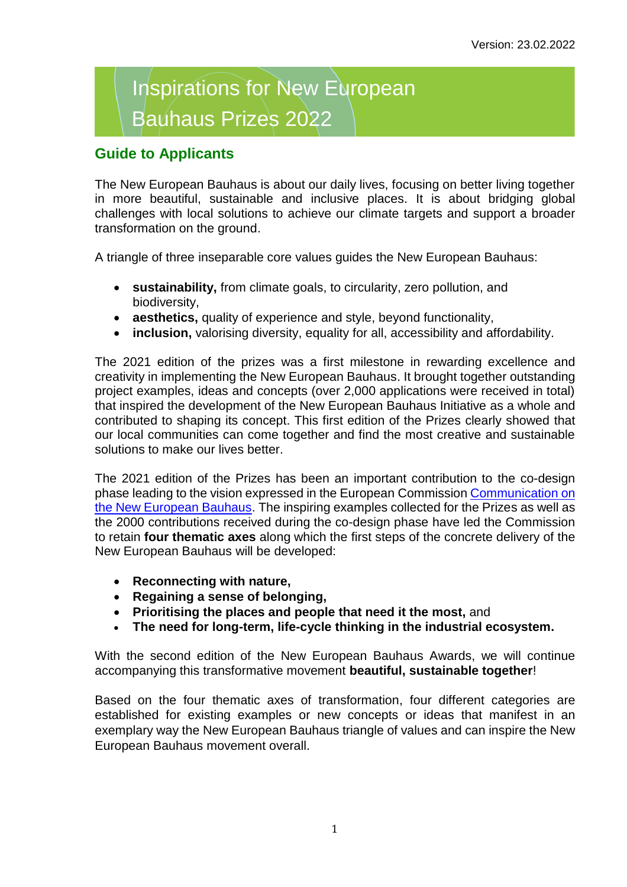Version: 23.02.2022

# Inspirations for New European Bauhaus Prizes 2022

## Guide to Applicants

The New European Bauhaus is about our daily lives, focusing on better living together in more beautiful, sustainable and inclusive places. It is about bridging global challenges with local solutions to achieve our climate targets and support a broader transformation on the ground.

A triangle of three inseparable core values guides the New European Bauhaus:

- **sustainability,** from climate goals, to circularity, zero pollution, and biodiversity,
- **aesthetics,** quality of experience and style, beyond functionality,
- **inclusion,** valorising diversity, equality for all, accessibility and affordability.

The 2021 edition of the prizes was a first milestone in rewarding excellence and creativity in implementing the New European Bauhaus. It brought together outstanding project examples, ideas and concepts (over 2,000 applications were received in total) that inspired the development of the New European Bauhaus Initiative as a whole and contributed to shaping its concept. This first edition of the Prizes clearly showed that our local communities can come together and find the most creative and sustainable solutions to make our lives better.

The 2021 edition of the Prizes has been an important contribution to the co-design phase leading to the vision expressed in the European Commission Communication on the New European Bauhaus. The inspiring examples collected for the Prizes as well as the 2000 contributions received during the co-design phase have led the Commission to retain **four thematic axes** along which the first steps of the concrete delivery of the New European Bauhaus will be developed:

- **Reconnecting with nature,**
- **Regaining a sense of belonging,**
- **Prioritising the places and people that need it the most,** and
- **The need for long-term, life-cycle thinking in the industrial ecosystem.**

With the second edition of the New European Bauhaus Awards, we will continue accompanying this transformative movement **beautiful, sustainable together**!

Based on the four thematic axes of transformation, four different categories are established for existing examples or new concepts or ideas that manifest in an exemplary way the New European Bauhaus triangle of values and can inspire the New European Bauhaus movement overall.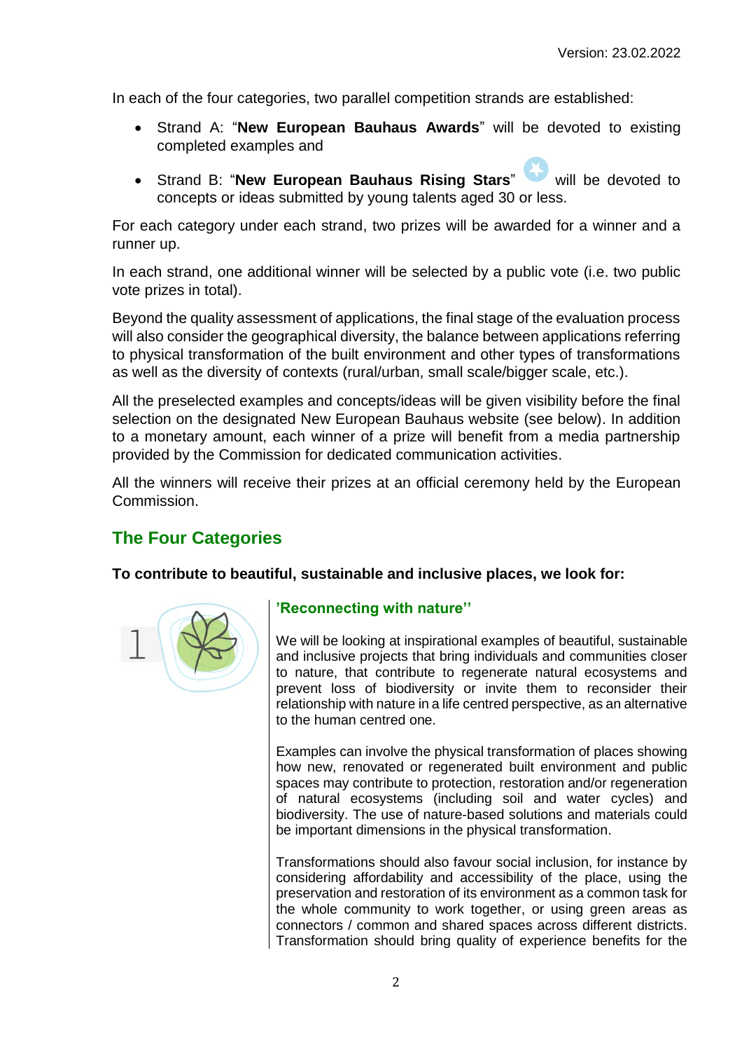Version: 23.02.2022

In each of the four categories, two parallel competition strands are established:

- Strand A: "**New European Bauhaus Awards**" will be devoted to existing completed examples and
- Strand B: "**New European Bauhaus Rising Stars**" will be devoted to concepts or ideas submitted by young talents aged 30 or less.

For each category under each strand, two prizes will be awarded for a winner and a runner up.

In each strand, one additional winner will be selected by a public vote (i.e. two public vote prizes in total).

Beyond the quality assessment of applications, the final stage of the evaluation process will also consider the geographical diversity, the balance between applications referring to physical transformation of the built environment and other types of transformations as well as the diversity of contexts (rural/urban, small scale/bigger scale, etc.).

All the preselected examples and concepts/ideas will be given visibility before the final selection on the designated New European Bauhaus website (see below). In addition to a monetary amount, each winner of a prize will benefit from a media partnership provided by the Commission for dedicated communication activities.

All the winners will receive their prizes at an official ceremony held by the European Commission.

## The Four Categories

**To contribute to beautiful, sustainable and inclusive places, we look for:**

1

### 'Reconnecting with nature''

We will be looking at inspirational examples of beautiful, sustainable and inclusive projects that bring individuals and communities closer to nature, that contribute to regenerate natural ecosystems and prevent loss of biodiversity or invite them to reconsider their relationship with nature in a life centred perspective, as an alternative to the human centred one.

Examples can involve the physical transformation of places showing how new, renovated or regenerated built environment and public spaces may contribute to protection, restoration and/or regeneration of natural ecosystems (including soil and water cycles) and biodiversity. The use of nature-based solutions and materials could be important dimensions in the physical transformation.

Transformations should also favour social inclusion, for instance by considering affordability and accessibility of the place, using the preservation and restoration of its environment as a common task for the whole community to work together, or using green areas as connectors / common and shared spaces across different districts. Transformation should bring quality of experience benefits for the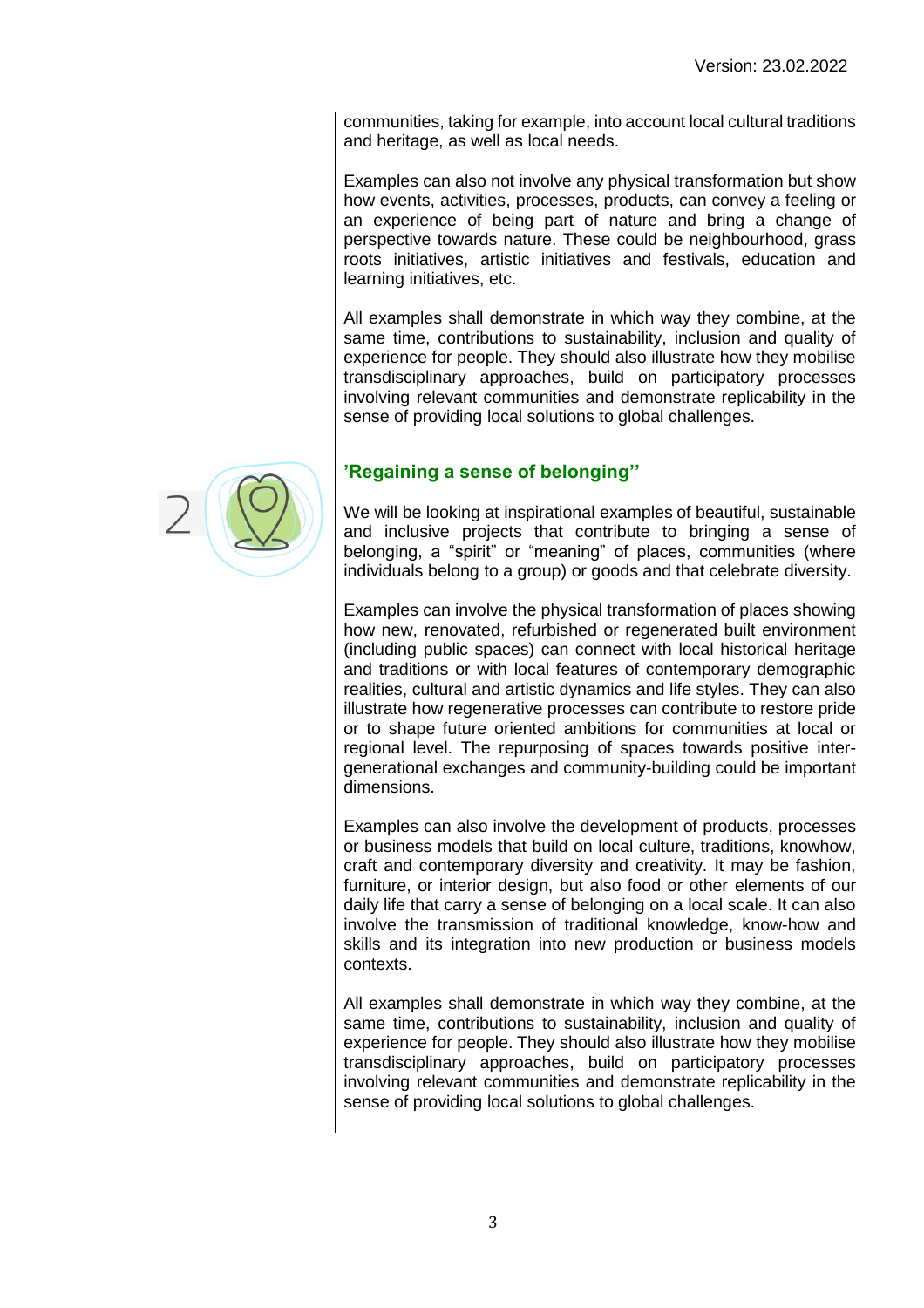communities, taking for example, into account local cultural traditions and heritage, as well as local needs.

Examples can also not involve any physical transformation but show how events, activities, processes, products, can convey a feeling or an experience of being part of nature and bring a change of perspective towards nature. These could be neighbourhood, grass roots initiatives, artistic initiatives and festivals, education and learning initiatives, etc.

All examples shall demonstrate in which way they combine, at the same time, contributions to sustainability, inclusion and quality of experience for people. They should also illustrate how they mobilise transdisciplinary approaches, build on participatory processes involving relevant communities and demonstrate replicability in the sense of providing local solutions to global challenges.

2

## 'Regaining a sense of belonging''

We will be looking at inspirational examples of beautiful, sustainable and inclusive projects that contribute to bringing a sense of belonging, a "spirit" or "meaning" of places, communities (where individuals belong to a group) or goods and that celebrate diversity.

Examples can involve the physical transformation of places showing how new, renovated, refurbished or regenerated built environment (including public spaces) can connect with local historical heritage and traditions or with local features of contemporary demographic realities, cultural and artistic dynamics and life styles. They can also illustrate how regenerative processes can contribute to restore pride or to shape future oriented ambitions for communities at local or regional level. The repurposing of spaces towards positive inter-generational exchanges and community-building could be important dimensions.

Examples can also involve the development of products, processes or business models that build on local culture, traditions, knowhow, craft and contemporary diversity and creativity. It may be fashion, furniture, or interior design, but also food or other elements of our daily life that carry a sense of belonging on a local scale. It can also involve the transmission of traditional knowledge, know-how and skills and its integration into new production or business models contexts.

All examples shall demonstrate in which way they combine, at the same time, contributions to sustainability, inclusion and quality of experience for people. They should also illustrate how they mobilise transdisciplinary approaches, build on participatory processes involving relevant communities and demonstrate replicability in the sense of providing local solutions to global challenges.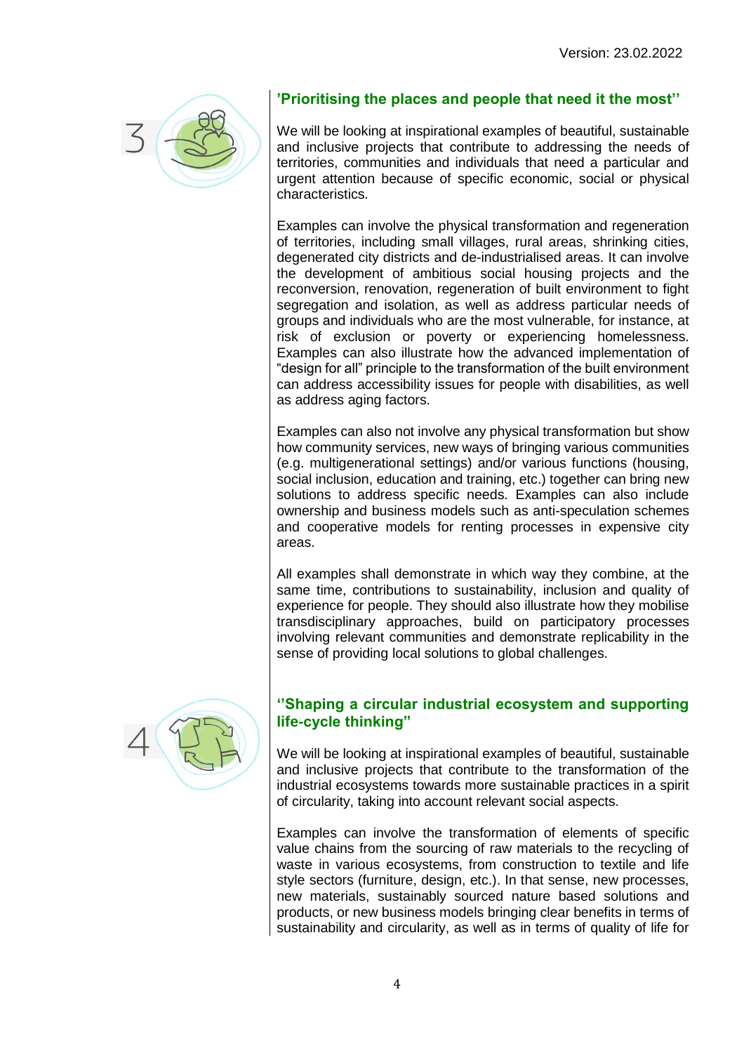## 'Prioritising the places and people that need it the most''

We will be looking at inspirational examples of beautiful, sustainable and inclusive projects that contribute to addressing the needs of territories, communities and individuals that need a particular and urgent attention because of specific economic, social or physical characteristics.

Examples can involve the physical transformation and regeneration of territories, including small villages, rural areas, shrinking cities, degenerated city districts and de-industrialised areas. It can involve the development of ambitious social housing projects and the reconversion, renovation, regeneration of built environment to fight segregation and isolation, as well as address particular needs of groups and individuals who are the most vulnerable, for instance, at risk of exclusion or poverty or experiencing homelessness. Examples can also illustrate how the advanced implementation of "design for all" principle to the transformation of the built environment can address accessibility issues for people with disabilities, as well as address aging factors.

Examples can also not involve any physical transformation but show how community services, new ways of bringing various communities (e.g. multigenerational settings) and/or various functions (housing, social inclusion, education and training, etc.) together can bring new solutions to address specific needs. Examples can also include ownership and business models such as anti-speculation schemes and cooperative models for renting processes in expensive city areas.

All examples shall demonstrate in which way they combine, at the same time, contributions to sustainability, inclusion and quality of experience for people. They should also illustrate how they mobilise transdisciplinary approaches, build on participatory processes involving relevant communities and demonstrate replicability in the sense of providing local solutions to global challenges.

## ''Shaping a circular industrial ecosystem and supporting life-cycle thinking"

We will be looking at inspirational examples of beautiful, sustainable and inclusive projects that contribute to the transformation of the industrial ecosystems towards more sustainable practices in a spirit of circularity, taking into account relevant social aspects.

Examples can involve the transformation of elements of specific value chains from the sourcing of raw materials to the recycling of waste in various ecosystems, from construction to textile and life style sectors (furniture, design, etc.). In that sense, new processes, new materials, sustainably sourced nature based solutions and products, or new business models bringing clear benefits in terms of sustainability and circularity, as well as in terms of quality of life for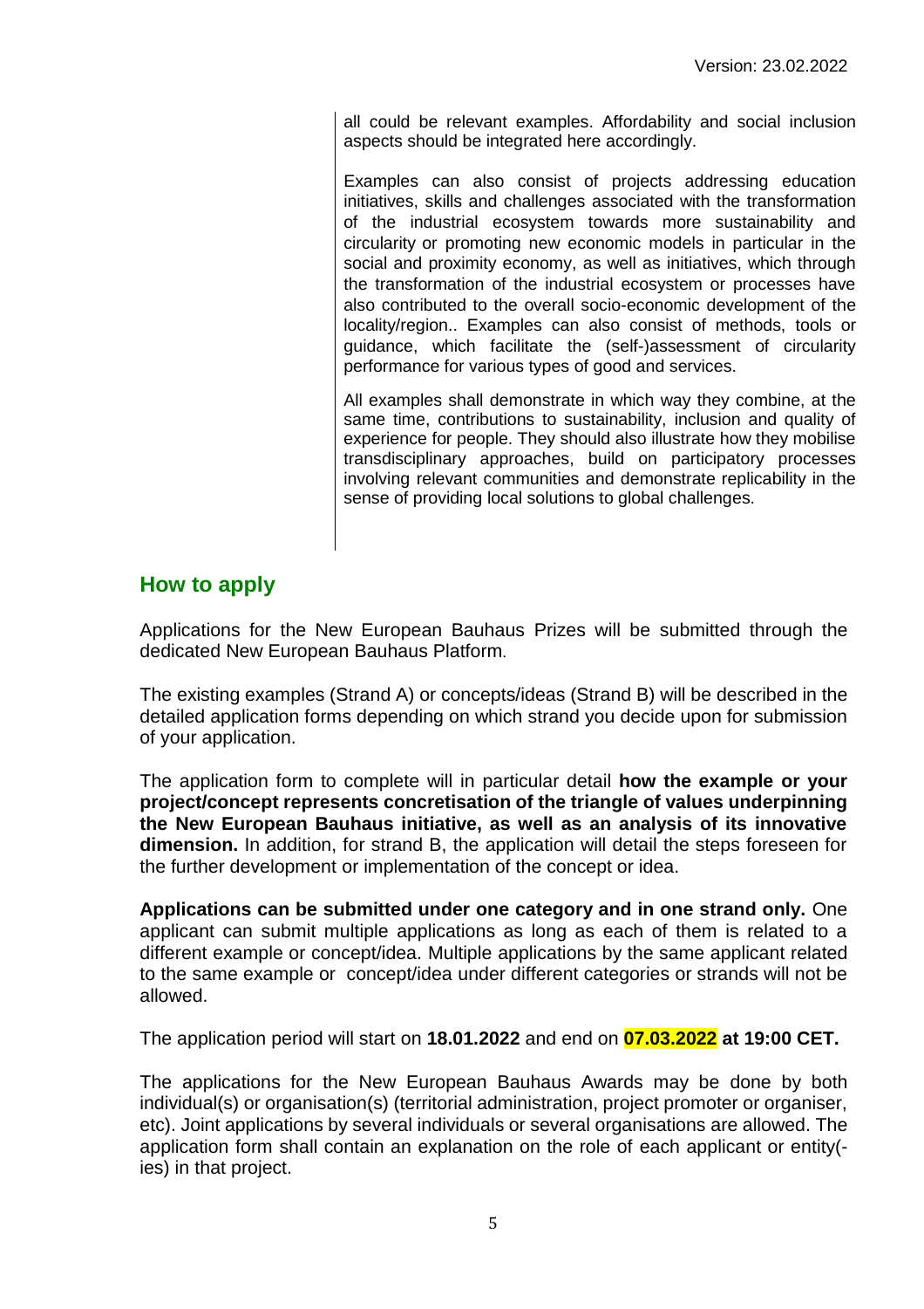all could be relevant examples. Affordability and social inclusion aspects should be integrated here accordingly.

Examples can also consist of projects addressing education initiatives, skills and challenges associated with the transformation of the industrial ecosystem towards more sustainability and circularity or promoting new economic models in particular in the social and proximity economy, as well as initiatives, which through the transformation of the industrial ecosystem or processes have also contributed to the overall socio-economic development of the locality/region.. Examples can also consist of methods, tools or guidance, which facilitate the (self-)assessment of circularity performance for various types of good and services.

All examples shall demonstrate in which way they combine, at the same time, contributions to sustainability, inclusion and quality of experience for people. They should also illustrate how they mobilise transdisciplinary approaches, build on participatory processes involving relevant communities and demonstrate replicability in the sense of providing local solutions to global challenges.

## How to apply

Applications for the New European Bauhaus Prizes will be submitted through the dedicated New European Bauhaus Platform.

The existing examples (Strand A) or concepts/ideas (Strand B) will be described in the detailed application forms depending on which strand you decide upon for submission of your application.

The application form to complete will in particular detail **how the example or your project/concept represents concretisation of the triangle of values underpinning the New European Bauhaus initiative, as well as an analysis of its innovative dimension.** In addition, for strand B, the application will detail the steps foreseen for the further development or implementation of the concept or idea.

**Applications can be submitted under one category and in one strand only.** One applicant can submit multiple applications as long as each of them is related to a different example or concept/idea. Multiple applications by the same applicant related to the same example or concept/idea under different categories or strands will not be allowed.

The application period will start on **18.01.2022** and end on **07.03.2022 at 19:00 CET.**

The applications for the New European Bauhaus Awards may be done by both individual(s) or organisation(s) (territorial administration, project promoter or organiser, etc). Joint applications by several individuals or several organisations are allowed. The application form shall contain an explanation on the role of each applicant or entity(-ies) in that project.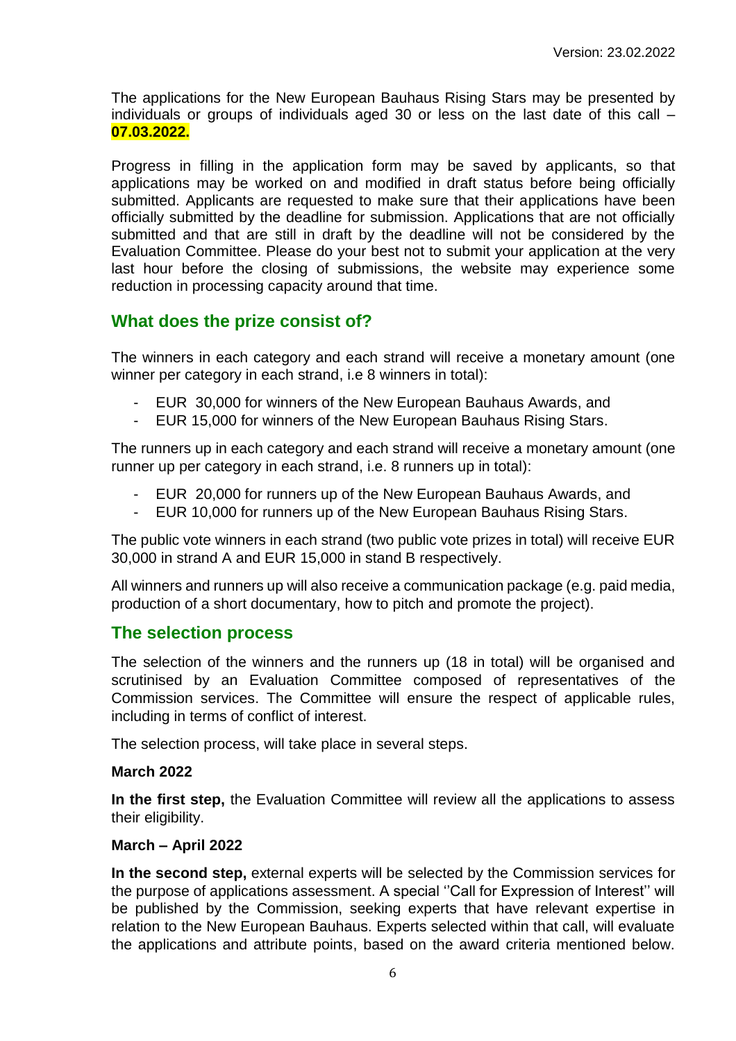The applications for the New European Bauhaus Rising Stars may be presented by individuals or groups of individuals aged 30 or less on the last date of this call – **07.03.2022.**

Progress in filling in the application form may be saved by applicants, so that applications may be worked on and modified in draft status before being officially submitted. Applicants are requested to make sure that their applications have been officially submitted by the deadline for submission. Applications that are not officially submitted and that are still in draft by the deadline will not be considered by the Evaluation Committee. Please do your best not to submit your application at the very last hour before the closing of submissions, the website may experience some reduction in processing capacity around that time.

## What does the prize consist of?

The winners in each category and each strand will receive a monetary amount (one winner per category in each strand, i.e 8 winners in total):

- EUR 30,000 for winners of the New European Bauhaus Awards, and
- EUR 15,000 for winners of the New European Bauhaus Rising Stars.

The runners up in each category and each strand will receive a monetary amount (one runner up per category in each strand, i.e. 8 runners up in total):

- EUR 20,000 for runners up of the New European Bauhaus Awards, and
- EUR 10,000 for runners up of the New European Bauhaus Rising Stars.

The public vote winners in each strand (two public vote prizes in total) will receive EUR 30,000 in strand A and EUR 15,000 in stand B respectively.

All winners and runners up will also receive a communication package (e.g. paid media, production of a short documentary, how to pitch and promote the project).

## The selection process

The selection of the winners and the runners up (18 in total) will be organised and scrutinised by an Evaluation Committee composed of representatives of the Commission services. The Committee will ensure the respect of applicable rules, including in terms of conflict of interest.

The selection process, will take place in several steps.

**March 2022**

**In the first step,** the Evaluation Committee will review all the applications to assess their eligibility.

**March – April 2022**

**In the second step,** external experts will be selected by the Commission services for the purpose of applications assessment. A special ''Call for Expression of Interest'' will be published by the Commission, seeking experts that have relevant expertise in relation to the New European Bauhaus. Experts selected within that call, will evaluate the applications and attribute points, based on the award criteria mentioned below.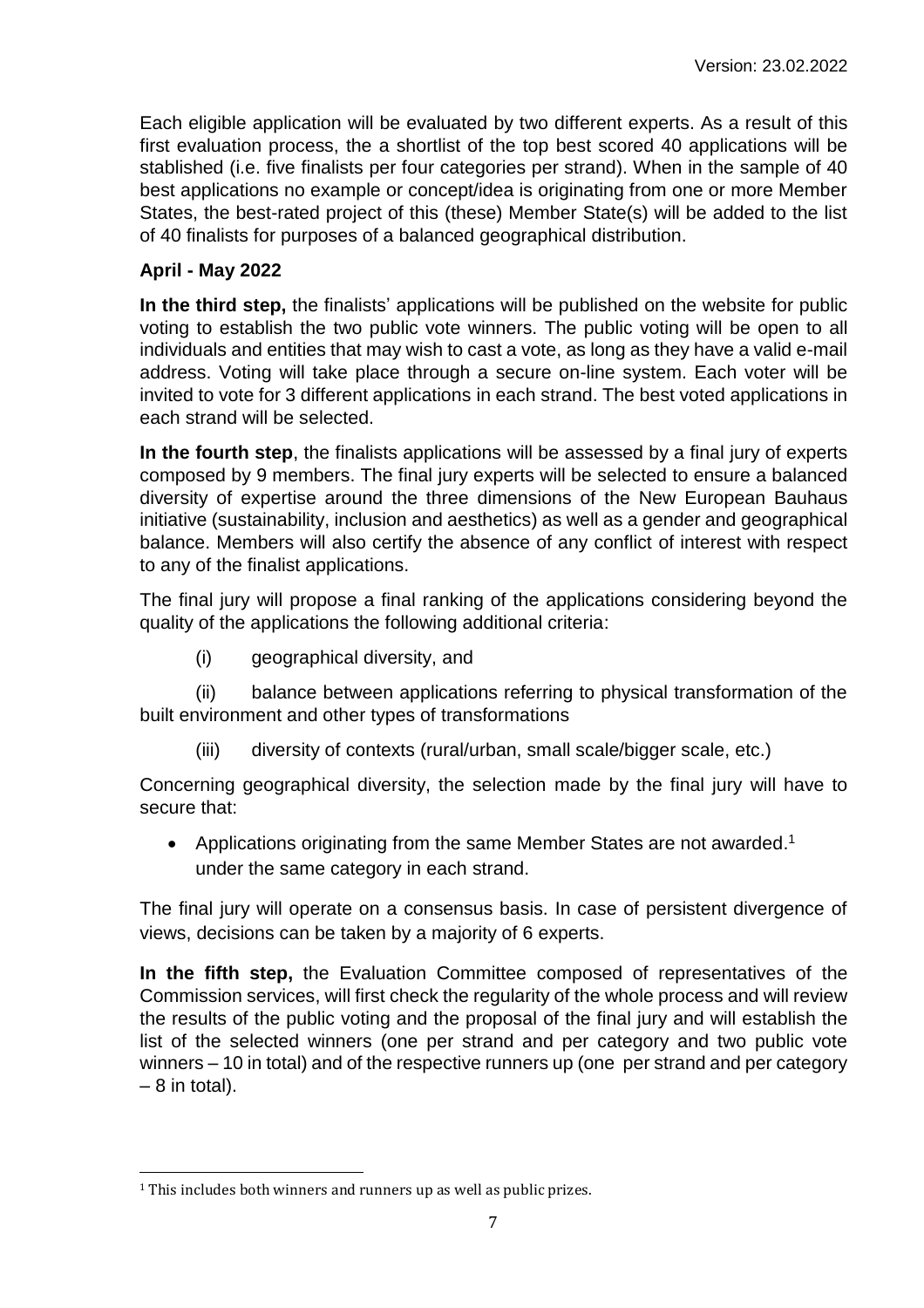Each eligible application will be evaluated by two different experts. As a result of this first evaluation process, the a shortlist of the top best scored 40 applications will be stablished (i.e. five finalists per four categories per strand). When in the sample of 40 best applications no example or concept/idea is originating from one or more Member States, the best-rated project of this (these) Member State(s) will be added to the list of 40 finalists for purposes of a balanced geographical distribution.

**April - May 2022**

**In the third step,** the finalists' applications will be published on the website for public voting to establish the two public vote winners. The public voting will be open to all individuals and entities that may wish to cast a vote, as long as they have a valid e-mail address. Voting will take place through a secure on-line system. Each voter will be invited to vote for 3 different applications in each strand. The best voted applications in each strand will be selected.

**In the fourth step**, the finalists applications will be assessed by a final jury of experts composed by 9 members. The final jury experts will be selected to ensure a balanced diversity of expertise around the three dimensions of the New European Bauhaus initiative (sustainability, inclusion and aesthetics) as well as a gender and geographical balance. Members will also certify the absence of any conflict of interest with respect to any of the finalist applications.

The final jury will propose a final ranking of the applications considering beyond the quality of the applications the following additional criteria:

(i) geographical diversity, and

(ii) balance between applications referring to physical transformation of the built environment and other types of transformations

(iii) diversity of contexts (rural/urban, small scale/bigger scale, etc.)

Concerning geographical diversity, the selection made by the final jury will have to secure that:

- Applications originating from the same Member States are not awarded.[1] under the same category in each strand.

The final jury will operate on a consensus basis. In case of persistent divergence of views, decisions can be taken by a majority of 6 experts.

**In the fifth step,** the Evaluation Committee composed of representatives of the Commission services, will first check the regularity of the whole process and will review the results of the public voting and the proposal of the final jury and will establish the list of the selected winners (one per strand and per category and two public vote winners – 10 in total) and of the respective runners up (one per strand and per category – 8 in total).

[1] This includes both winners and runners up as well as public prizes.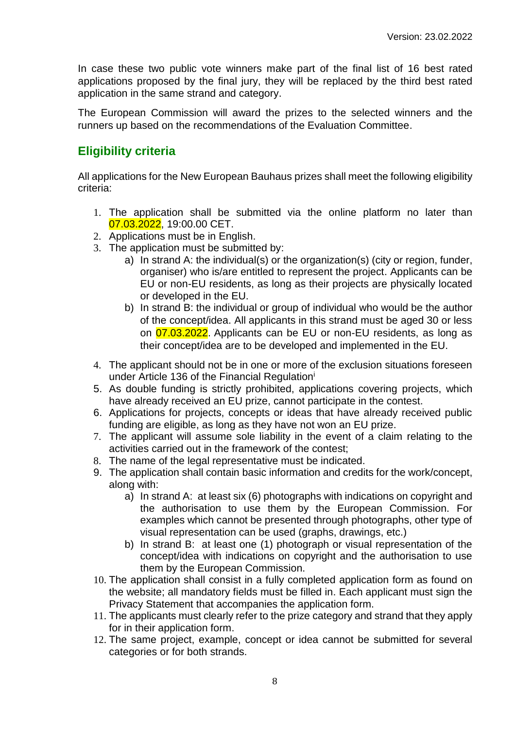In case these two public vote winners make part of the final list of 16 best rated applications proposed by the final jury, they will be replaced by the third best rated application in the same strand and category.

The European Commission will award the prizes to the selected winners and the runners up based on the recommendations of the Evaluation Committee.

## Eligibility criteria

All applications for the New European Bauhaus prizes shall meet the following eligibility criteria:

1. The application shall be submitted via the online platform no later than 07.03.2022, 19:00.00 CET.
2. Applications must be in English.
3. The application must be submitted by:
   a) In strand A: the individual(s) or the organization(s) (city or region, funder, organiser) who is/are entitled to represent the project. Applicants can be EU or non-EU residents, as long as their projects are physically located or developed in the EU.
   b) In strand B: the individual or group of individual who would be the author of the concept/idea. All applicants in this strand must be aged 30 or less on 07.03.2022. Applicants can be EU or non-EU residents, as long as their concept/idea are to be developed and implemented in the EU.
4. The applicant should not be in one or more of the exclusion situations foreseen under Article 136 of the Financial Regulation[i]
5. As double funding is strictly prohibited, applications covering projects, which have already received an EU prize, cannot participate in the contest.
6. Applications for projects, concepts or ideas that have already received public funding are eligible, as long as they have not won an EU prize.
7. The applicant will assume sole liability in the event of a claim relating to the activities carried out in the framework of the contest;
8. The name of the legal representative must be indicated.
9. The application shall contain basic information and credits for the work/concept, along with:
   a) In strand A: at least six (6) photographs with indications on copyright and the authorisation to use them by the European Commission. For examples which cannot be presented through photographs, other type of visual representation can be used (graphs, drawings, etc.)
   b) In strand B: at least one (1) photograph or visual representation of the concept/idea with indications on copyright and the authorisation to use them by the European Commission.
10. The application shall consist in a fully completed application form as found on the website; all mandatory fields must be filled in. Each applicant must sign the Privacy Statement that accompanies the application form.
11. The applicants must clearly refer to the prize category and strand that they apply for in their application form.
12. The same project, example, concept or idea cannot be submitted for several categories or for both strands.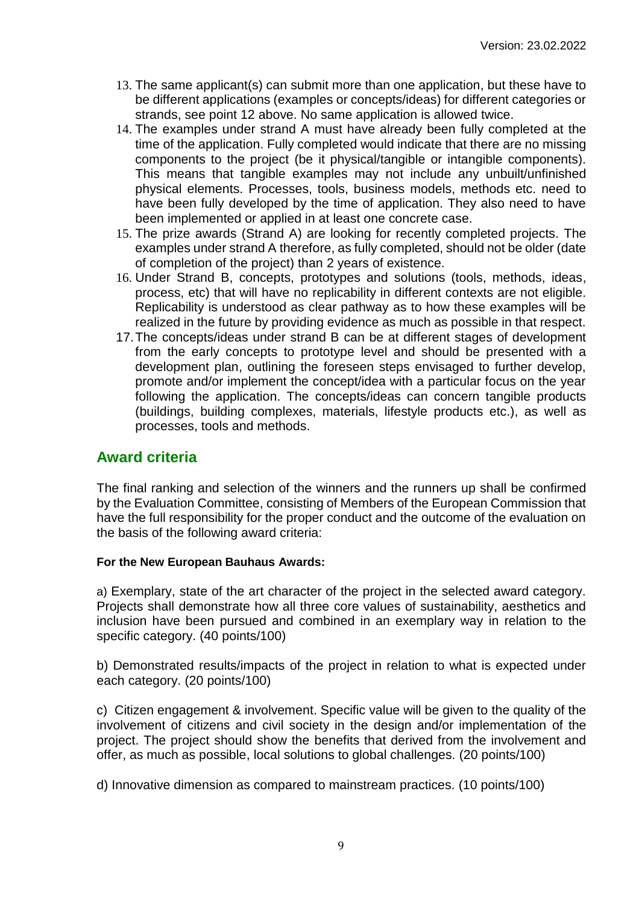13. The same applicant(s) can submit more than one application, but these have to be different applications (examples or concepts/ideas) for different categories or strands, see point 12 above. No same application is allowed twice.
14. The examples under strand A must have already been fully completed at the time of the application. Fully completed would indicate that there are no missing components to the project (be it physical/tangible or intangible components). This means that tangible examples may not include any unbuilt/unfinished physical elements. Processes, tools, business models, methods etc. need to have been fully developed by the time of application. They also need to have been implemented or applied in at least one concrete case.
15. The prize awards (Strand A) are looking for recently completed projects. The examples under strand A therefore, as fully completed, should not be older (date of completion of the project) than 2 years of existence.
16. Under Strand B, concepts, prototypes and solutions (tools, methods, ideas, process, etc) that will have no replicability in different contexts are not eligible. Replicability is understood as clear pathway as to how these examples will be realized in the future by providing evidence as much as possible in that respect.
17. The concepts/ideas under strand B can be at different stages of development from the early concepts to prototype level and should be presented with a development plan, outlining the foreseen steps envisaged to further develop, promote and/or implement the concept/idea with a particular focus on the year following the application. The concepts/ideas can concern tangible products (buildings, building complexes, materials, lifestyle products etc.), as well as processes, tools and methods.

## Award criteria

The final ranking and selection of the winners and the runners up shall be confirmed by the Evaluation Committee, consisting of Members of the European Commission that have the full responsibility for the proper conduct and the outcome of the evaluation on the basis of the following award criteria:

**For the New European Bauhaus Awards:**

a) Exemplary, state of the art character of the project in the selected award category. Projects shall demonstrate how all three core values of sustainability, aesthetics and inclusion have been pursued and combined in an exemplary way in relation to the specific category. (40 points/100)

b) Demonstrated results/impacts of the project in relation to what is expected under each category. (20 points/100)

c) Citizen engagement & involvement. Specific value will be given to the quality of the involvement of citizens and civil society in the design and/or implementation of the project. The project should show the benefits that derived from the involvement and offer, as much as possible, local solutions to global challenges. (20 points/100)

d) Innovative dimension as compared to mainstream practices. (10 points/100)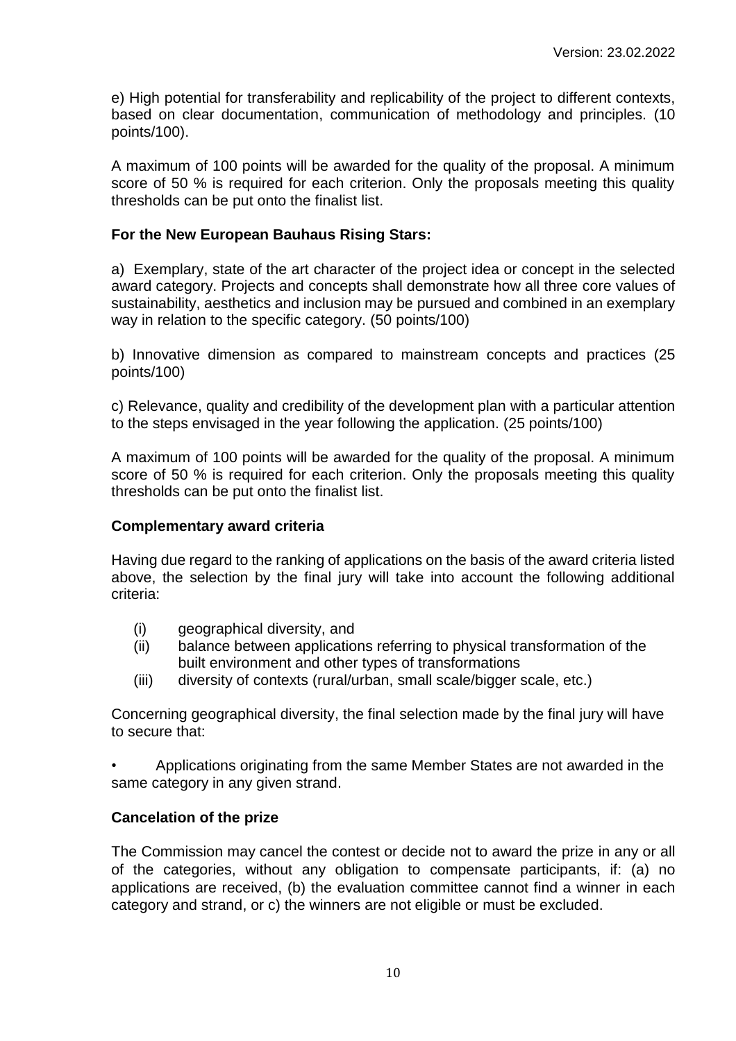e) High potential for transferability and replicability of the project to different contexts, based on clear documentation, communication of methodology and principles. (10 points/100).

A maximum of 100 points will be awarded for the quality of the proposal. A minimum score of 50 % is required for each criterion. Only the proposals meeting this quality thresholds can be put onto the finalist list.

**For the New European Bauhaus Rising Stars:**

a) Exemplary, state of the art character of the project idea or concept in the selected award category. Projects and concepts shall demonstrate how all three core values of sustainability, aesthetics and inclusion may be pursued and combined in an exemplary way in relation to the specific category. (50 points/100)

b) Innovative dimension as compared to mainstream concepts and practices (25 points/100)

c) Relevance, quality and credibility of the development plan with a particular attention to the steps envisaged in the year following the application. (25 points/100)

A maximum of 100 points will be awarded for the quality of the proposal. A minimum score of 50 % is required for each criterion. Only the proposals meeting this quality thresholds can be put onto the finalist list.

**Complementary award criteria**

Having due regard to the ranking of applications on the basis of the award criteria listed above, the selection by the final jury will take into account the following additional criteria:

(i) geographical diversity, and
(ii) balance between applications referring to physical transformation of the built environment and other types of transformations
(iii) diversity of contexts (rural/urban, small scale/bigger scale, etc.)

Concerning geographical diversity, the final selection made by the final jury will have to secure that:

- Applications originating from the same Member States are not awarded in the same category in any given strand.

**Cancelation of the prize**

The Commission may cancel the contest or decide not to award the prize in any or all of the categories, without any obligation to compensate participants, if: (a) no applications are received, (b) the evaluation committee cannot find a winner in each category and strand, or c) the winners are not eligible or must be excluded.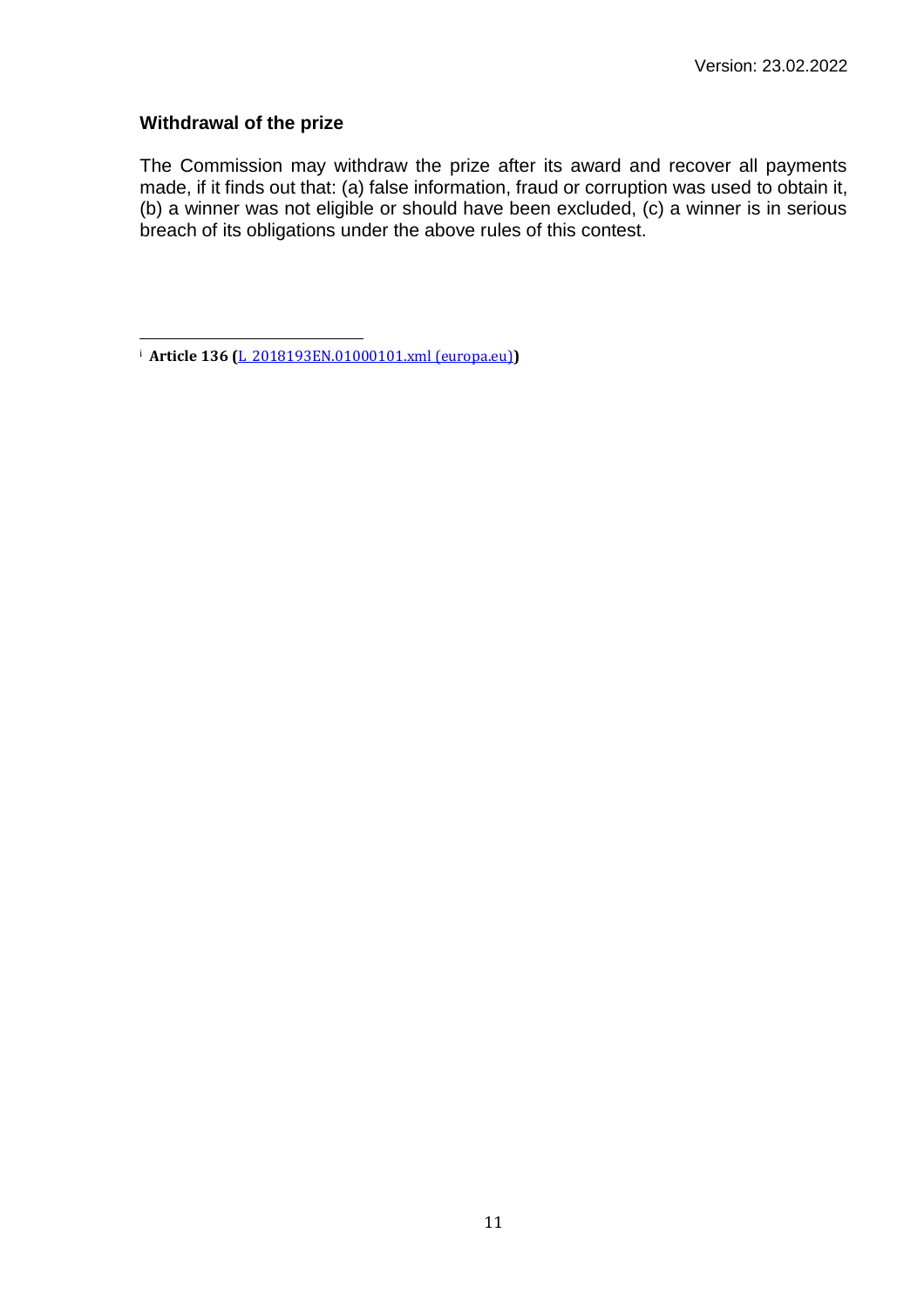## Withdrawal of the prize

The Commission may withdraw the prize after its award and recover all payments made, if it finds out that: (a) false information, fraud or corruption was used to obtain it, (b) a winner was not eligible or should have been excluded, (c) a winner is in serious breach of its obligations under the above rules of this contest.

---

[i] **Article 136 (**L_2018193EN.01000101.xml (europa.eu)**)**